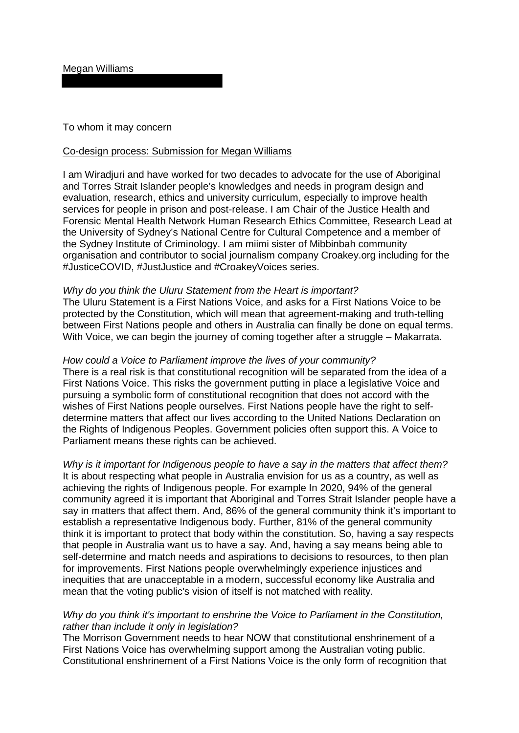Megan Williams

To whom it may concern

<u>Co-design process: Submission for Megan Williams</u>

I am Wiradjuri and have worked for two decades to advocate for the use of Aboriginal and Torres Strait Islander people's knowledges and needs in program design and evaluation, research, ethics and university curriculum, especially to improve health services for people in prison and post-release. I am Chair of the Justice Health and Forensic Mental Health Network Human Research Ethics Committee, Research Lead at the University of Sydney's National Centre for Cultural Competence and a member of the Sydney Institute of Criminology. I am miimi sister of Mibbinbah community organisation and contributor to social journalism company Croakey.org including for the #JusticeCOVID, #JustJustice and #CroakeyVoices series.

*Why do you think the Uluru Statement from the Heart is important?*
The Uluru Statement is a First Nations Voice, and asks for a First Nations Voice to be protected by the Constitution, which will mean that agreement-making and truth-telling between First Nations people and others in Australia can finally be done on equal terms. With Voice, we can begin the journey of coming together after a struggle – Makarrata.

*How could a Voice to Parliament improve the lives of your community?*
There is a real risk is that constitutional recognition will be separated from the idea of a First Nations Voice. This risks the government putting in place a legislative Voice and pursuing a symbolic form of constitutional recognition that does not accord with the wishes of First Nations people ourselves. First Nations people have the right to self-determine matters that affect our lives according to the United Nations Declaration on the Rights of Indigenous Peoples. Government policies often support this. A Voice to Parliament means these rights can be achieved.

*Why is it important for Indigenous people to have a say in the matters that affect them?*
It is about respecting what people in Australia envision for us as a country, as well as achieving the rights of Indigenous people. For example In 2020, 94% of the general community agreed it is important that Aboriginal and Torres Strait Islander people have a say in matters that affect them. And, 86% of the general community think it's important to establish a representative Indigenous body. Further, 81% of the general community think it is important to protect that body within the constitution. So, having a say respects that people in Australia want us to have a say. And, having a say means being able to self-determine and match needs and aspirations to decisions to resources, to then plan for improvements. First Nations people overwhelmingly experience injustices and inequities that are unacceptable in a modern, successful economy like Australia and mean that the voting public's vision of itself is not matched with reality.

*Why do you think it's important to enshrine the Voice to Parliament in the Constitution, rather than include it only in legislation?*
The Morrison Government needs to hear NOW that constitutional enshrinement of a First Nations Voice has overwhelming support among the Australian voting public. Constitutional enshrinement of a First Nations Voice is the only form of recognition that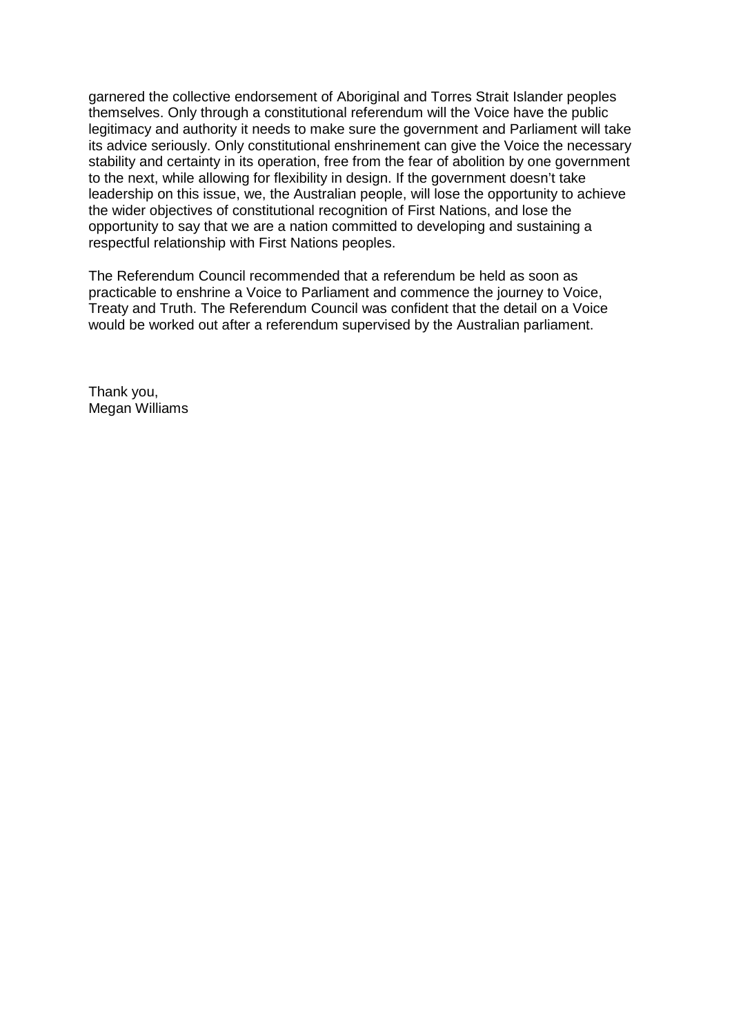garnered the collective endorsement of Aboriginal and Torres Strait Islander peoples themselves. Only through a constitutional referendum will the Voice have the public legitimacy and authority it needs to make sure the government and Parliament will take its advice seriously. Only constitutional enshrinement can give the Voice the necessary stability and certainty in its operation, free from the fear of abolition by one government to the next, while allowing for flexibility in design. If the government doesn't take leadership on this issue, we, the Australian people, will lose the opportunity to achieve the wider objectives of constitutional recognition of First Nations, and lose the opportunity to say that we are a nation committed to developing and sustaining a respectful relationship with First Nations peoples.

The Referendum Council recommended that a referendum be held as soon as practicable to enshrine a Voice to Parliament and commence the journey to Voice, Treaty and Truth. The Referendum Council was confident that the detail on a Voice would be worked out after a referendum supervised by the Australian parliament.

Thank you,
Megan Williams